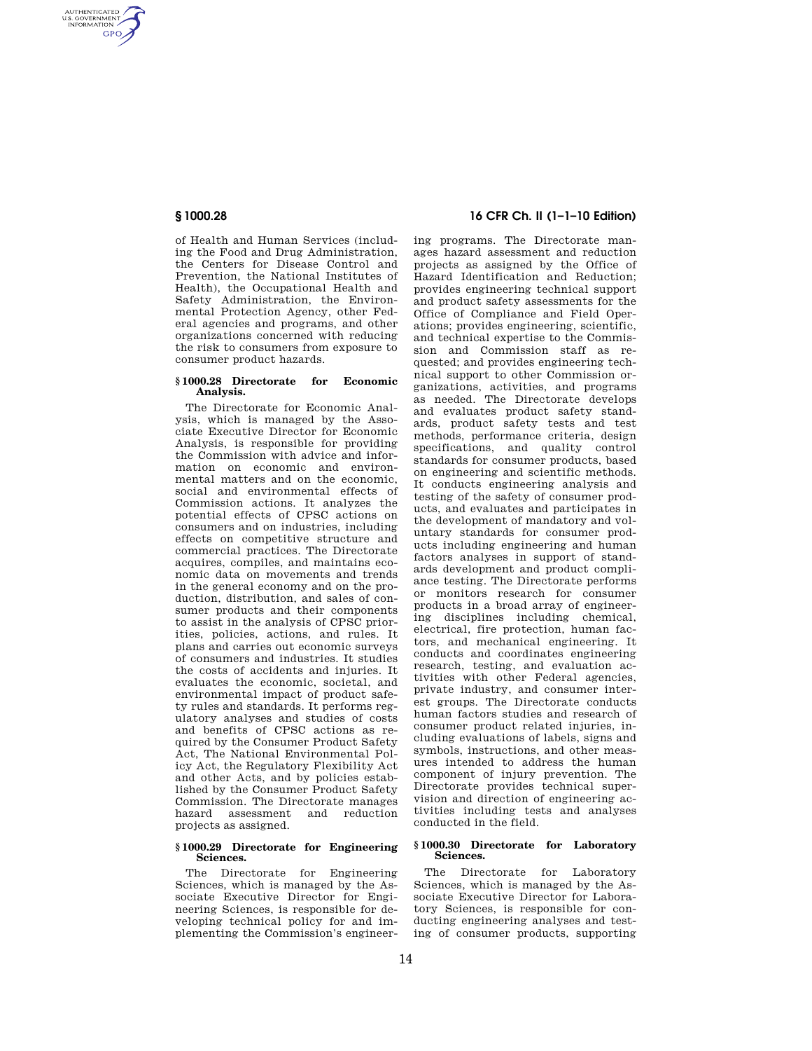of Health and Human Services (including the Food and Drug Administration, the Centers for Disease Control and Prevention, the National Institutes of Health), the Occupational Health and Safety Administration, the Environmental Protection Agency, other Federal agencies and programs, and other organizations concerned with reducing the risk to consumers from exposure to consumer product hazards.

### § 1000.28 Directorate for Economic Analysis.

The Directorate for Economic Analysis, which is managed by the Associate Executive Director for Economic Analysis, is responsible for providing the Commission with advice and information on economic and environmental matters and on the economic, social and environmental effects of Commission actions. It analyzes the potential effects of CPSC actions on consumers and on industries, including effects on competitive structure and commercial practices. The Directorate acquires, compiles, and maintains economic data on movements and trends in the general economy and on the production, distribution, and sales of consumer products and their components to assist in the analysis of CPSC priorities, policies, actions, and rules. It plans and carries out economic surveys of consumers and industries. It studies the costs of accidents and injuries. It evaluates the economic, societal, and environmental impact of product safety rules and standards. It performs regulatory analyses and studies of costs and benefits of CPSC actions as required by the Consumer Product Safety Act, The National Environmental Policy Act, the Regulatory Flexibility Act and other Acts, and by policies established by the Consumer Product Safety Commission. The Directorate manages hazard assessment and reduction projects as assigned.

### § 1000.29 Directorate for Engineering Sciences.

The Directorate for Engineering Sciences, which is managed by the Associate Executive Director for Engineering Sciences, is responsible for developing technical policy for and implementing the Commission's engineering programs. The Directorate manages hazard assessment and reduction projects as assigned by the Office of Hazard Identification and Reduction; provides engineering technical support and product safety assessments for the Office of Compliance and Field Operations; provides engineering, scientific, and technical expertise to the Commission and Commission staff as requested; and provides engineering technical support to other Commission organizations, activities, and programs as needed. The Directorate develops and evaluates product safety standards, product safety tests and test methods, performance criteria, design specifications, and quality control standards for consumer products, based on engineering and scientific methods. It conducts engineering analysis and testing of the safety of consumer products, and evaluates and participates in the development of mandatory and voluntary standards for consumer products including engineering and human factors analyses in support of standards development and product compliance testing. The Directorate performs or monitors research for consumer products in a broad array of engineering disciplines including chemical, electrical, fire protection, human factors, and mechanical engineering. It conducts and coordinates engineering research, testing, and evaluation activities with other Federal agencies, private industry, and consumer interest groups. The Directorate conducts human factors studies and research of consumer product related injuries, including evaluations of labels, signs and symbols, instructions, and other measures intended to address the human component of injury prevention. The Directorate provides technical supervision and direction of engineering activities including tests and analyses conducted in the field.

### § 1000.30 Directorate for Laboratory Sciences.

The Directorate for Laboratory Sciences, which is managed by the Associate Executive Director for Laboratory Sciences, is responsible for conducting engineering analyses and testing of consumer products, supporting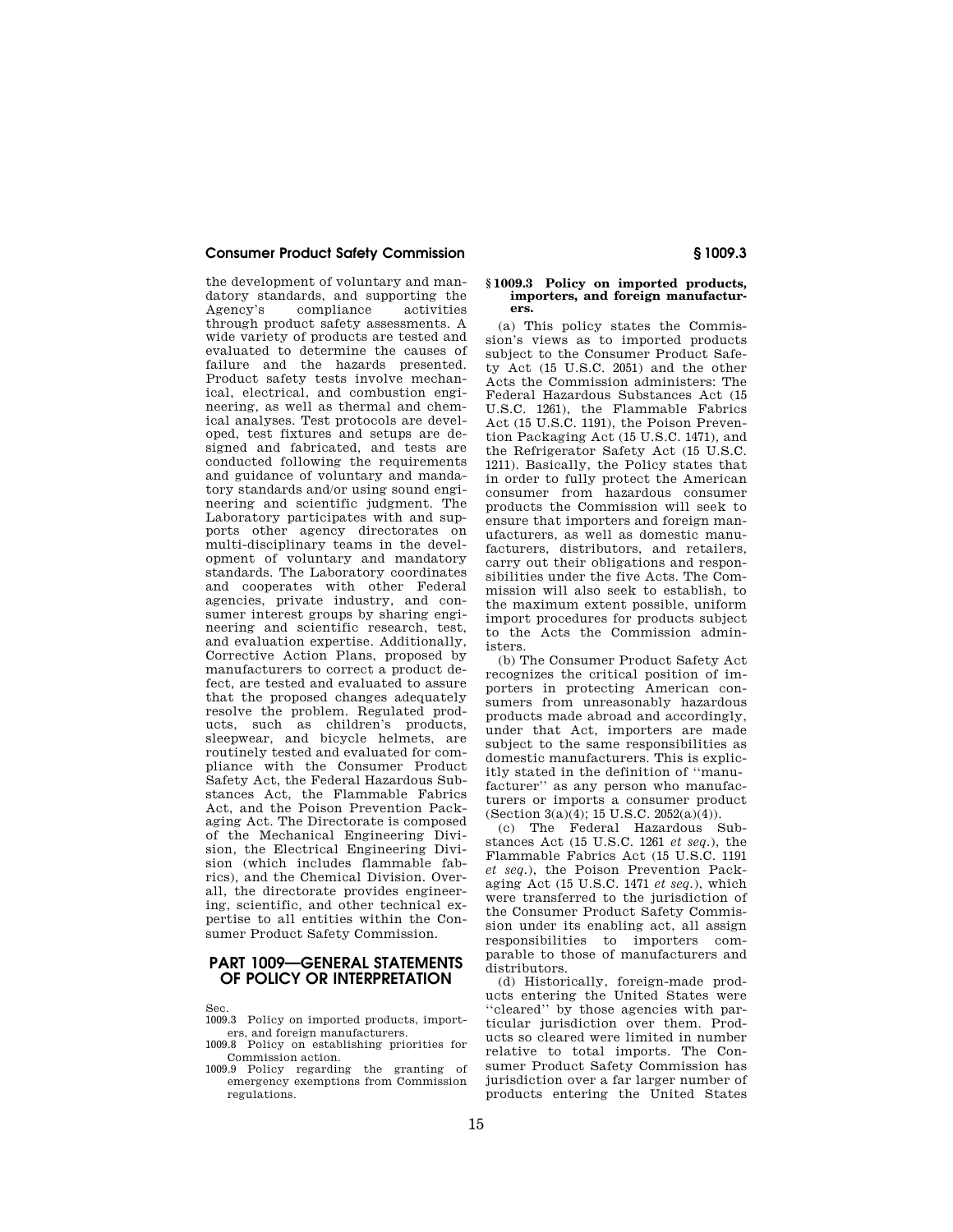the development of voluntary and mandatory standards, and supporting the Agency's compliance activities through product safety assessments. A wide variety of products are tested and evaluated to determine the causes of failure and the hazards presented. Product safety tests involve mechanical, electrical, and combustion engineering, as well as thermal and chemical analyses. Test protocols are developed, test fixtures and setups are designed and fabricated, and tests are conducted following the requirements and guidance of voluntary and mandatory standards and/or using sound engineering and scientific judgment. The Laboratory participates with and supports other agency directorates on multi-disciplinary teams in the development of voluntary and mandatory standards. The Laboratory coordinates and cooperates with other Federal agencies, private industry, and consumer interest groups by sharing engineering and scientific research, test, and evaluation expertise. Additionally, Corrective Action Plans, proposed by manufacturers to correct a product defect, are tested and evaluated to assure that the proposed changes adequately resolve the problem. Regulated products, such as children's products, sleepwear, and bicycle helmets, are routinely tested and evaluated for compliance with the Consumer Product Safety Act, the Federal Hazardous Substances Act, the Flammable Fabrics Act, and the Poison Prevention Packaging Act. The Directorate is composed of the Mechanical Engineering Division, the Electrical Engineering Division (which includes flammable fabrics), and the Chemical Division. Overall, the directorate provides engineering, scientific, and other technical expertise to all entities within the Consumer Product Safety Commission.

## PART 1009—GENERAL STATEMENTS OF POLICY OR INTERPRETATION

Sec.
1009.3 Policy on imported products, importers, and foreign manufacturers.
1009.8 Policy on establishing priorities for Commission action.
1009.9 Policy regarding the granting of emergency exemptions from Commission regulations.

### § 1009.3 Policy on imported products, importers, and foreign manufacturers.

(a) This policy states the Commission's views as to imported products subject to the Consumer Product Safety Act (15 U.S.C. 2051) and the other Acts the Commission administers: The Federal Hazardous Substances Act (15 U.S.C. 1261), the Flammable Fabrics Act (15 U.S.C. 1191), the Poison Prevention Packaging Act (15 U.S.C. 1471), and the Refrigerator Safety Act (15 U.S.C. 1211). Basically, the Policy states that in order to fully protect the American consumer from hazardous consumer products the Commission will seek to ensure that importers and foreign manufacturers, as well as domestic manufacturers, distributors, and retailers, carry out their obligations and responsibilities under the five Acts. The Commission will also seek to establish, to the maximum extent possible, uniform import procedures for products subject to the Acts the Commission administers.

(b) The Consumer Product Safety Act recognizes the critical position of importers in protecting American consumers from unreasonably hazardous products made abroad and accordingly, under that Act, importers are made subject to the same responsibilities as domestic manufacturers. This is explicitly stated in the definition of "manufacturer" as any person who manufactures or imports a consumer product (Section 3(a)(4); 15 U.S.C. 2052(a)(4)).

(c) The Federal Hazardous Substances Act (15 U.S.C. 1261 *et seq.*), the Flammable Fabrics Act (15 U.S.C. 1191 *et seq.*), the Poison Prevention Packaging Act (15 U.S.C. 1471 *et seq.*), which were transferred to the jurisdiction of the Consumer Product Safety Commission under its enabling act, all assign responsibilities to importers comparable to those of manufacturers and distributors.

(d) Historically, foreign-made products entering the United States were "cleared" by those agencies with particular jurisdiction over them. Products so cleared were limited in number relative to total imports. The Consumer Product Safety Commission has jurisdiction over a far larger number of products entering the United States